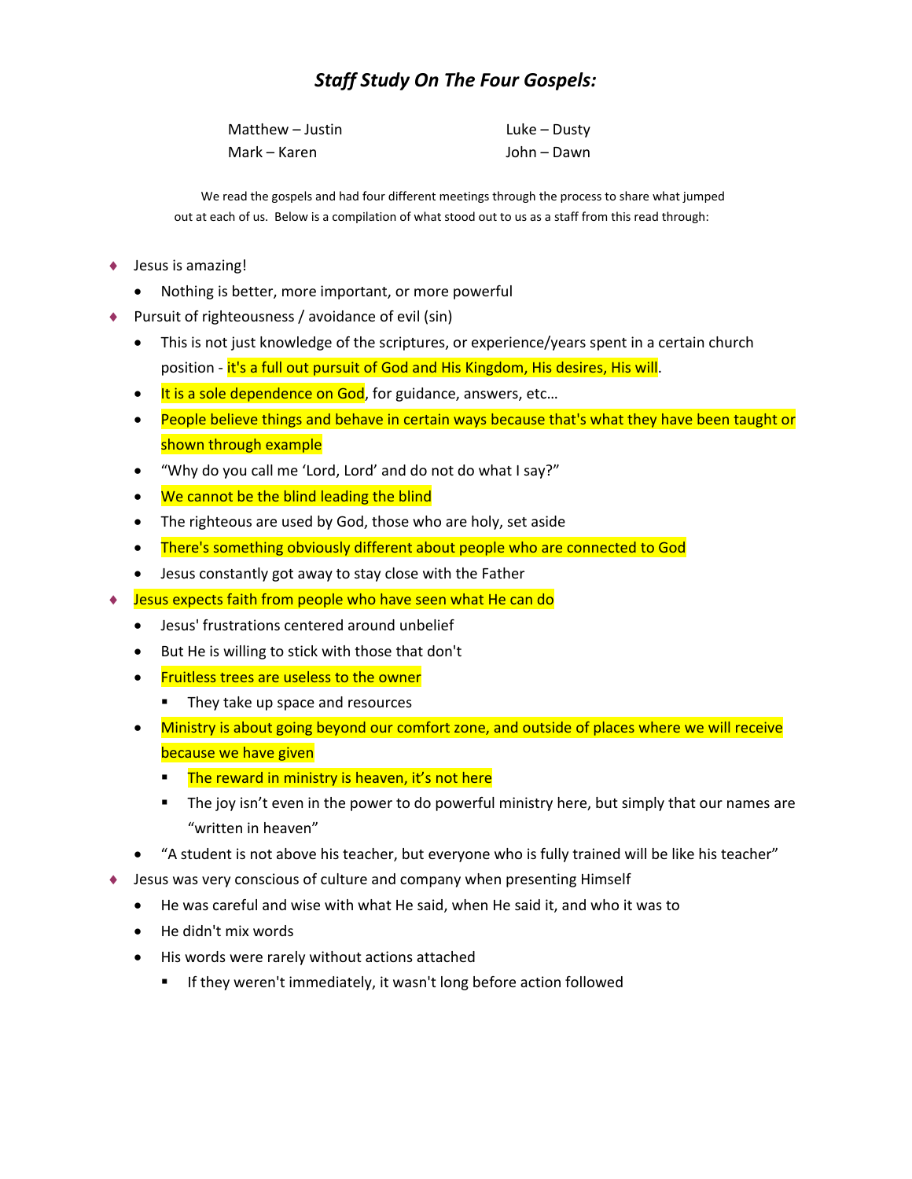# *Staff Study On The Four Gospels:*

Matthew – Justin
Mark – Karen
Luke – Dusty
John – Dawn

We read the gospels and had four different meetings through the process to share what jumped out at each of us. Below is a compilation of what stood out to us as a staff from this read through:

- Jesus is amazing!
  - Nothing is better, more important, or more powerful
- Pursuit of righteousness / avoidance of evil (sin)
  - This is not just knowledge of the scriptures, or experience/years spent in a certain church position - it's a full out pursuit of God and His Kingdom, His desires, His will.
  - It is a sole dependence on God, for guidance, answers, etc…
  - People believe things and behave in certain ways because that's what they have been taught or shown through example
  - “Why do you call me ‘Lord, Lord’ and do not do what I say?”
  - We cannot be the blind leading the blind
  - The righteous are used by God, those who are holy, set aside
  - There's something obviously different about people who are connected to God
  - Jesus constantly got away to stay close with the Father
- Jesus expects faith from people who have seen what He can do
  - Jesus' frustrations centered around unbelief
  - But He is willing to stick with those that don't
  - Fruitless trees are useless to the owner
    - They take up space and resources
  - Ministry is about going beyond our comfort zone, and outside of places where we will receive because we have given
    - The reward in ministry is heaven, it’s not here
    - The joy isn’t even in the power to do powerful ministry here, but simply that our names are “written in heaven”
  - “A student is not above his teacher, but everyone who is fully trained will be like his teacher”
- Jesus was very conscious of culture and company when presenting Himself
  - He was careful and wise with what He said, when He said it, and who it was to
  - He didn't mix words
  - His words were rarely without actions attached
    - If they weren't immediately, it wasn't long before action followed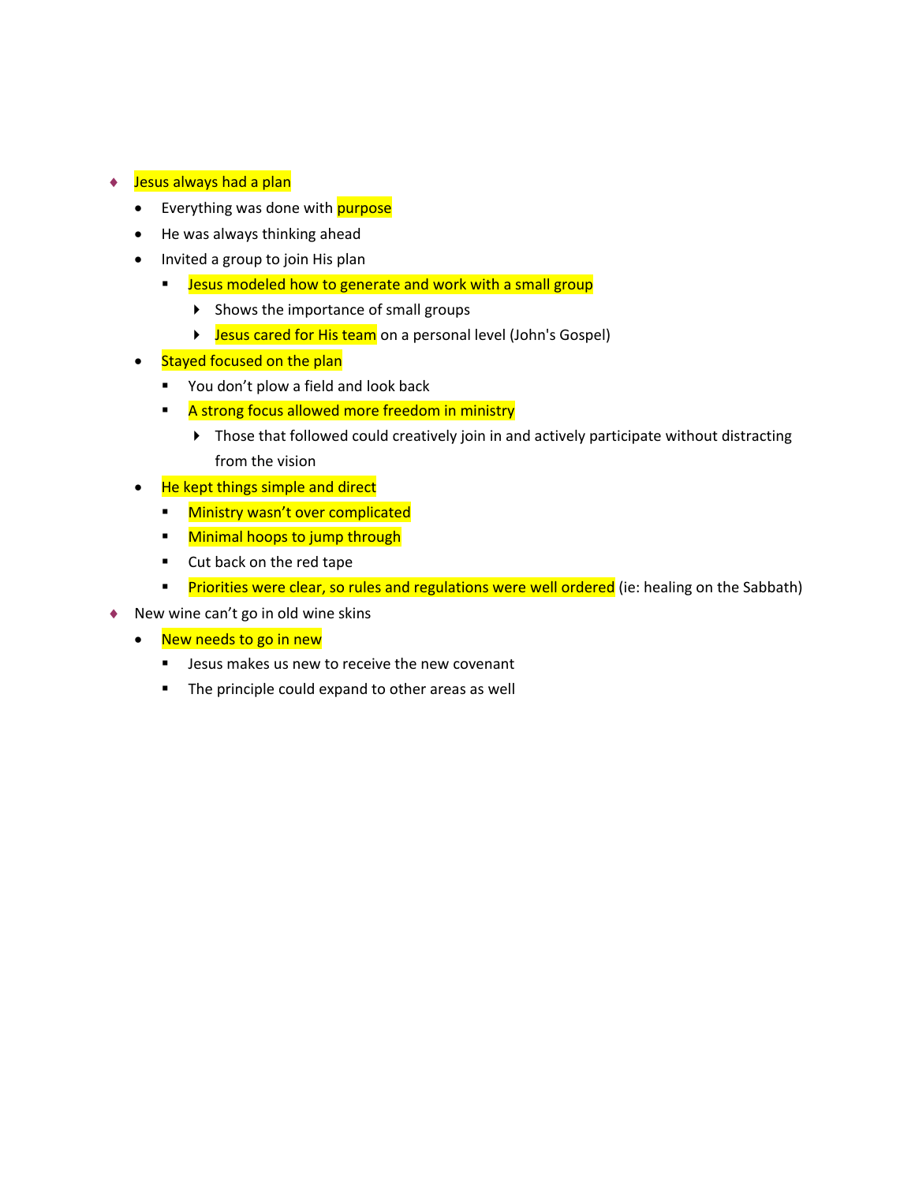- Jesus always had a plan
  - Everything was done with purpose
  - He was always thinking ahead
  - Invited a group to join His plan
    - Jesus modeled how to generate and work with a small group
      - Shows the importance of small groups
      - Jesus cared for His team on a personal level (John's Gospel)
  - Stayed focused on the plan
    - You don't plow a field and look back
    - A strong focus allowed more freedom in ministry
      - Those that followed could creatively join in and actively participate without distracting from the vision
  - He kept things simple and direct
    - Ministry wasn't over complicated
    - Minimal hoops to jump through
    - Cut back on the red tape
    - Priorities were clear, so rules and regulations were well ordered (ie: healing on the Sabbath)
- New wine can't go in old wine skins
  - New needs to go in new
    - Jesus makes us new to receive the new covenant
    - The principle could expand to other areas as well